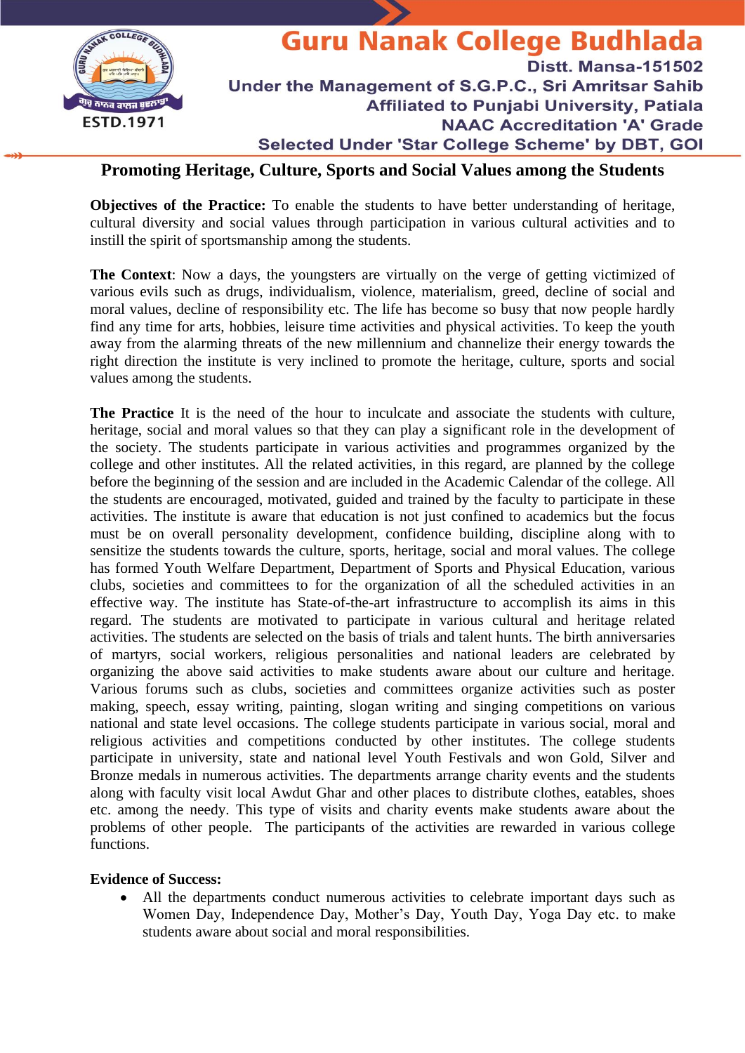# Guru Nanak College Budhlada

Distt. Mansa-151502
Under the Management of S.G.P.C., Sri Amritsar Sahib
Affiliated to Punjabi University, Patiala
NAAC Accreditation 'A' Grade
Selected Under 'Star College Scheme' by DBT, GOI

ESTD.1971

## Promoting Heritage, Culture, Sports and Social Values among the Students

**Objectives of the Practice:** To enable the students to have better understanding of heritage, cultural diversity and social values through participation in various cultural activities and to instill the spirit of sportsmanship among the students.

**The Context**: Now a days, the youngsters are virtually on the verge of getting victimized of various evils such as drugs, individualism, violence, materialism, greed, decline of social and moral values, decline of responsibility etc. The life has become so busy that now people hardly find any time for arts, hobbies, leisure time activities and physical activities. To keep the youth away from the alarming threats of the new millennium and channelize their energy towards the right direction the institute is very inclined to promote the heritage, culture, sports and social values among the students.

**The Practice** It is the need of the hour to inculcate and associate the students with culture, heritage, social and moral values so that they can play a significant role in the development of the society. The students participate in various activities and programmes organized by the college and other institutes. All the related activities, in this regard, are planned by the college before the beginning of the session and are included in the Academic Calendar of the college. All the students are encouraged, motivated, guided and trained by the faculty to participate in these activities. The institute is aware that education is not just confined to academics but the focus must be on overall personality development, confidence building, discipline along with to sensitize the students towards the culture, sports, heritage, social and moral values. The college has formed Youth Welfare Department, Department of Sports and Physical Education, various clubs, societies and committees to for the organization of all the scheduled activities in an effective way. The institute has State-of-the-art infrastructure to accomplish its aims in this regard. The students are motivated to participate in various cultural and heritage related activities. The students are selected on the basis of trials and talent hunts. The birth anniversaries of martyrs, social workers, religious personalities and national leaders are celebrated by organizing the above said activities to make students aware about our culture and heritage. Various forums such as clubs, societies and committees organize activities such as poster making, speech, essay writing, painting, slogan writing and singing competitions on various national and state level occasions. The college students participate in various social, moral and religious activities and competitions conducted by other institutes. The college students participate in university, state and national level Youth Festivals and won Gold, Silver and Bronze medals in numerous activities. The departments arrange charity events and the students along with faculty visit local Awdut Ghar and other places to distribute clothes, eatables, shoes etc. among the needy. This type of visits and charity events make students aware about the problems of other people. The participants of the activities are rewarded in various college functions.

**Evidence of Success:**

- All the departments conduct numerous activities to celebrate important days such as Women Day, Independence Day, Mother's Day, Youth Day, Yoga Day etc. to make students aware about social and moral responsibilities.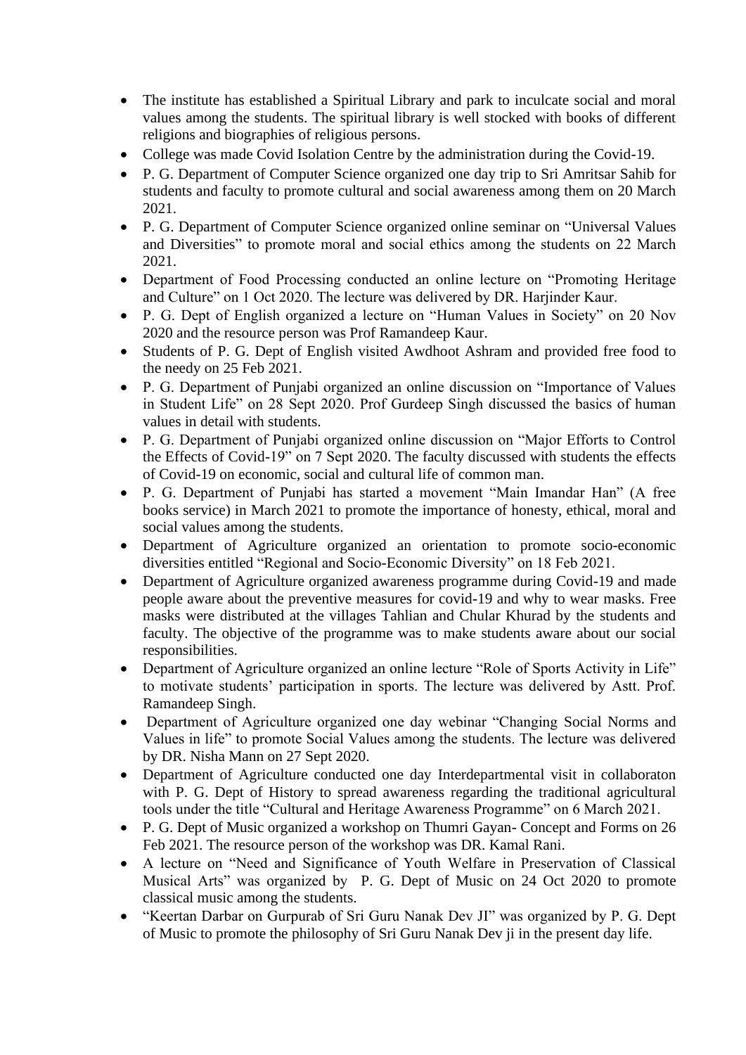- The institute has established a Spiritual Library and park to inculcate social and moral values among the students. The spiritual library is well stocked with books of different religions and biographies of religious persons.
- College was made Covid Isolation Centre by the administration during the Covid-19.
- P. G. Department of Computer Science organized one day trip to Sri Amritsar Sahib for students and faculty to promote cultural and social awareness among them on 20 March 2021.
- P. G. Department of Computer Science organized online seminar on "Universal Values and Diversities" to promote moral and social ethics among the students on 22 March 2021.
- Department of Food Processing conducted an online lecture on "Promoting Heritage and Culture" on 1 Oct 2020. The lecture was delivered by DR. Harjinder Kaur.
- P. G. Dept of English organized a lecture on "Human Values in Society" on 20 Nov 2020 and the resource person was Prof Ramandeep Kaur.
- Students of P. G. Dept of English visited Awdhoot Ashram and provided free food to the needy on 25 Feb 2021.
- P. G. Department of Punjabi organized an online discussion on "Importance of Values in Student Life" on 28 Sept 2020. Prof Gurdeep Singh discussed the basics of human values in detail with students.
- P. G. Department of Punjabi organized online discussion on "Major Efforts to Control the Effects of Covid-19" on 7 Sept 2020. The faculty discussed with students the effects of Covid-19 on economic, social and cultural life of common man.
- P. G. Department of Punjabi has started a movement "Main Imandar Han" (A free books service) in March 2021 to promote the importance of honesty, ethical, moral and social values among the students.
- Department of Agriculture organized an orientation to promote socio-economic diversities entitled "Regional and Socio-Economic Diversity" on 18 Feb 2021.
- Department of Agriculture organized awareness programme during Covid-19 and made people aware about the preventive measures for covid-19 and why to wear masks. Free masks were distributed at the villages Tahlian and Chular Khurad by the students and faculty. The objective of the programme was to make students aware about our social responsibilities.
- Department of Agriculture organized an online lecture "Role of Sports Activity in Life" to motivate students' participation in sports. The lecture was delivered by Astt. Prof. Ramandeep Singh.
- Department of Agriculture organized one day webinar "Changing Social Norms and Values in life" to promote Social Values among the students. The lecture was delivered by DR. Nisha Mann on 27 Sept 2020.
- Department of Agriculture conducted one day Interdepartmental visit in collaboraton with P. G. Dept of History to spread awareness regarding the traditional agricultural tools under the title "Cultural and Heritage Awareness Programme" on 6 March 2021.
- P. G. Dept of Music organized a workshop on Thumri Gayan- Concept and Forms on 26 Feb 2021. The resource person of the workshop was DR. Kamal Rani.
- A lecture on "Need and Significance of Youth Welfare in Preservation of Classical Musical Arts" was organized by P. G. Dept of Music on 24 Oct 2020 to promote classical music among the students.
- "Keertan Darbar on Gurpurab of Sri Guru Nanak Dev JI" was organized by P. G. Dept of Music to promote the philosophy of Sri Guru Nanak Dev ji in the present day life.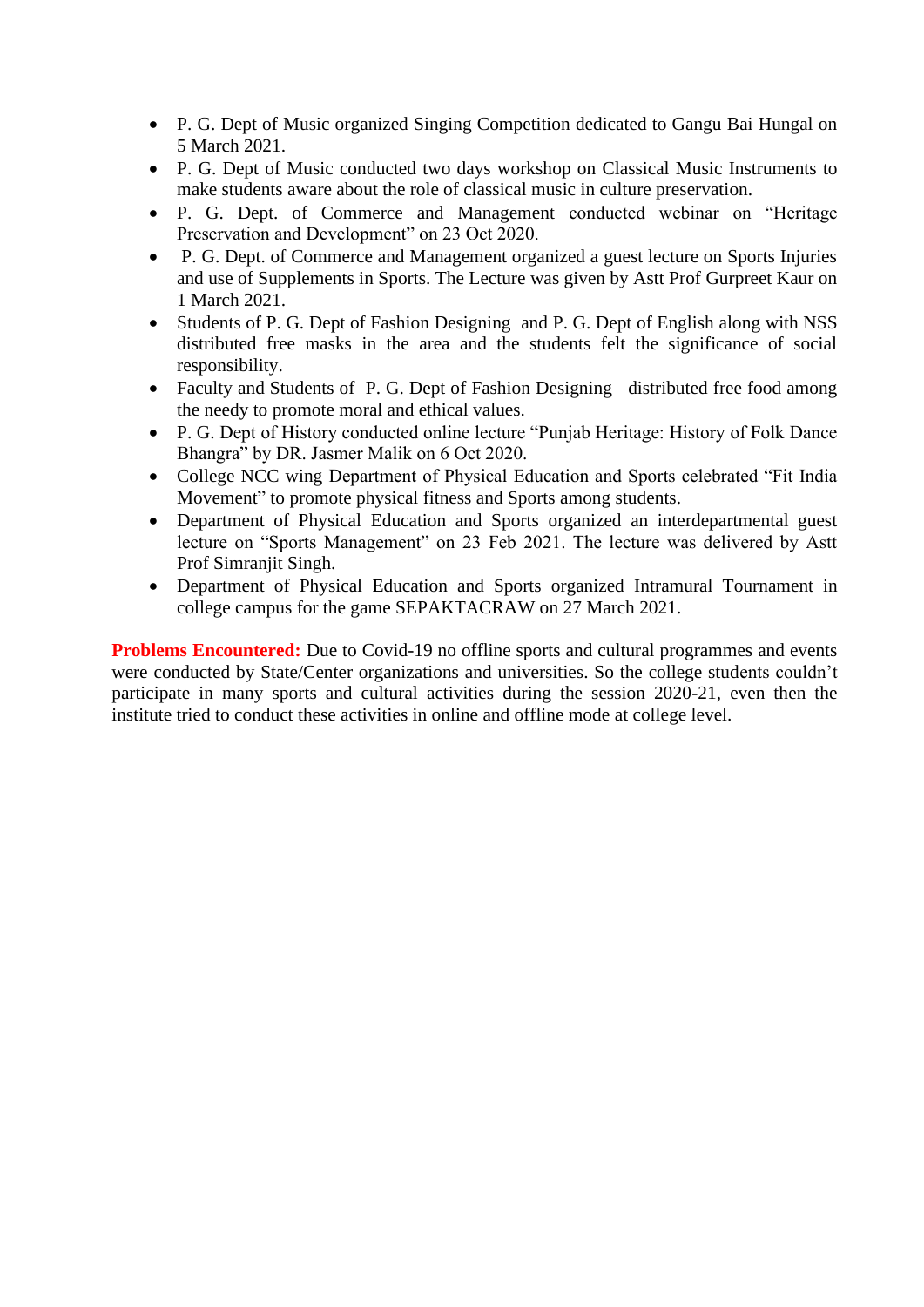- P. G. Dept of Music organized Singing Competition dedicated to Gangu Bai Hungal on 5 March 2021.
- P. G. Dept of Music conducted two days workshop on Classical Music Instruments to make students aware about the role of classical music in culture preservation.
- P. G. Dept. of Commerce and Management conducted webinar on "Heritage Preservation and Development" on 23 Oct 2020.
- P. G. Dept. of Commerce and Management organized a guest lecture on Sports Injuries and use of Supplements in Sports. The Lecture was given by Astt Prof Gurpreet Kaur on 1 March 2021.
- Students of P. G. Dept of Fashion Designing and P. G. Dept of English along with NSS distributed free masks in the area and the students felt the significance of social responsibility.
- Faculty and Students of P. G. Dept of Fashion Designing distributed free food among the needy to promote moral and ethical values.
- P. G. Dept of History conducted online lecture "Punjab Heritage: History of Folk Dance Bhangra" by DR. Jasmer Malik on 6 Oct 2020.
- College NCC wing Department of Physical Education and Sports celebrated "Fit India Movement" to promote physical fitness and Sports among students.
- Department of Physical Education and Sports organized an interdepartmental guest lecture on "Sports Management" on 23 Feb 2021. The lecture was delivered by Astt Prof Simranjit Singh.
- Department of Physical Education and Sports organized Intramural Tournament in college campus for the game SEPAKTACRAW on 27 March 2021.

**Problems Encountered:** Due to Covid-19 no offline sports and cultural programmes and events were conducted by State/Center organizations and universities. So the college students couldn't participate in many sports and cultural activities during the session 2020-21, even then the institute tried to conduct these activities in online and offline mode at college level.